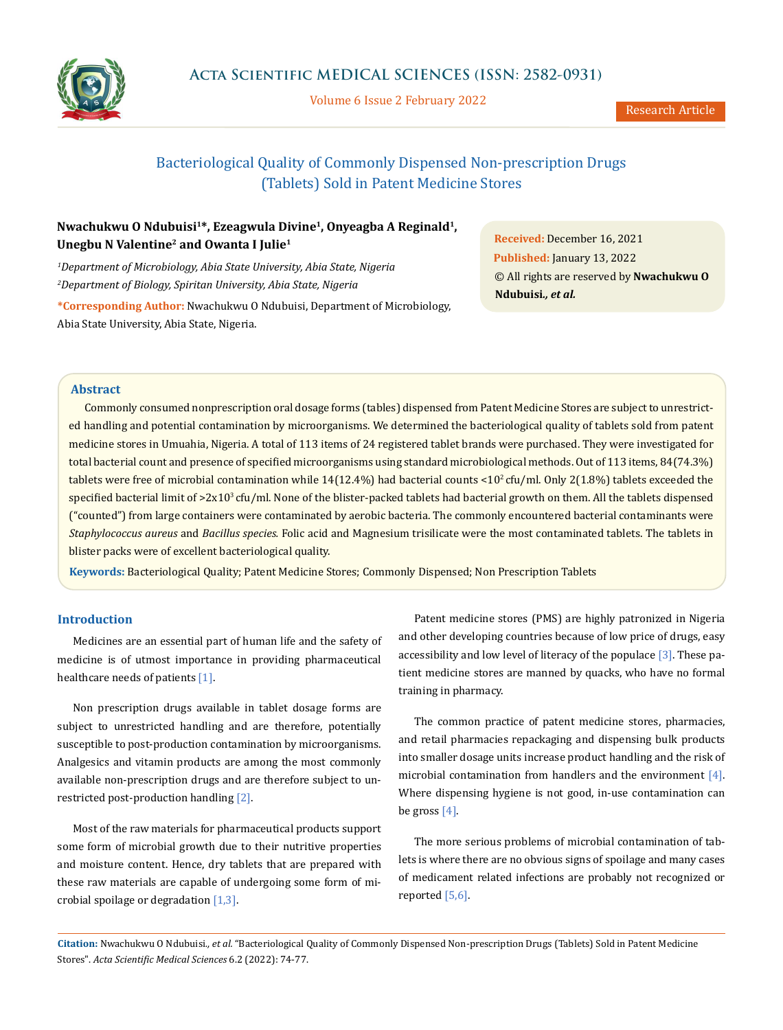# Bacteriological Quality of Commonly Dispensed Non-prescription Drugs (Tablets) Sold in Patent Medicine Stores

**Nwachukwu O Ndubuisi[1]*, Ezeagwula Divine[1], Onyeagba A Reginald[1], Unegbu N Valentine[2] and Owanta I Julie[1]**

*[1]Department of Microbiology, Abia State University, Abia State, Nigeria*

*[2]Department of Biology, Spiritan University, Abia State, Nigeria*

***Corresponding Author:** Nwachukwu O Ndubuisi, Department of Microbiology, Abia State University, Abia State, Nigeria.

**Received:** December 16, 2021

**Published:** January 13, 2022

© All rights are reserved by **Nwachukwu O Ndubuisi.,** ***et al.***

## Abstract

Commonly consumed nonprescription oral dosage forms (tables) dispensed from Patent Medicine Stores are subject to unrestricted handling and potential contamination by microorganisms. We determined the bacteriological quality of tablets sold from patent medicine stores in Umuahia, Nigeria. A total of 113 items of 24 registered tablet brands were purchased. They were investigated for total bacterial count and presence of specified microorganisms using standard microbiological methods. Out of 113 items, 84(74.3%) tablets were free of microbial contamination while 14(12.4%) had bacterial counts $<10^2$ cfu/ml. Only 2(1.8%) tablets exceeded the specified bacterial limit of $>2x10^3$ cfu/ml. None of the blister-packed tablets had bacterial growth on them. All the tablets dispensed ("counted") from large containers were contaminated by aerobic bacteria. The commonly encountered bacterial contaminants were *Staphylococcus aureus* and *Bacillus species*. Folic acid and Magnesium trisilicate were the most contaminated tablets. The tablets in blister packs were of excellent bacteriological quality.

**Keywords:** Bacteriological Quality; Patent Medicine Stores; Commonly Dispensed; Non Prescription Tablets

## Introduction

Medicines are an essential part of human life and the safety of medicine is of utmost importance in providing pharmaceutical healthcare needs of patients [1].

Non prescription drugs available in tablet dosage forms are subject to unrestricted handling and are therefore, potentially susceptible to post-production contamination by microorganisms. Analgesics and vitamin products are among the most commonly available non-prescription drugs and are therefore subject to unrestricted post-production handling [2].

Most of the raw materials for pharmaceutical products support some form of microbial growth due to their nutritive properties and moisture content. Hence, dry tablets that are prepared with these raw materials are capable of undergoing some form of microbial spoilage or degradation [1,3].

Patent medicine stores (PMS) are highly patronized in Nigeria and other developing countries because of low price of drugs, easy accessibility and low level of literacy of the populace [3]. These patient medicine stores are manned by quacks, who have no formal training in pharmacy.

The common practice of patent medicine stores, pharmacies, and retail pharmacies repackaging and dispensing bulk products into smaller dosage units increase product handling and the risk of microbial contamination from handlers and the environment [4]. Where dispensing hygiene is not good, in-use contamination can be gross [4].

The more serious problems of microbial contamination of tablets is where there are no obvious signs of spoilage and many cases of medicament related infections are probably not recognized or reported [5,6].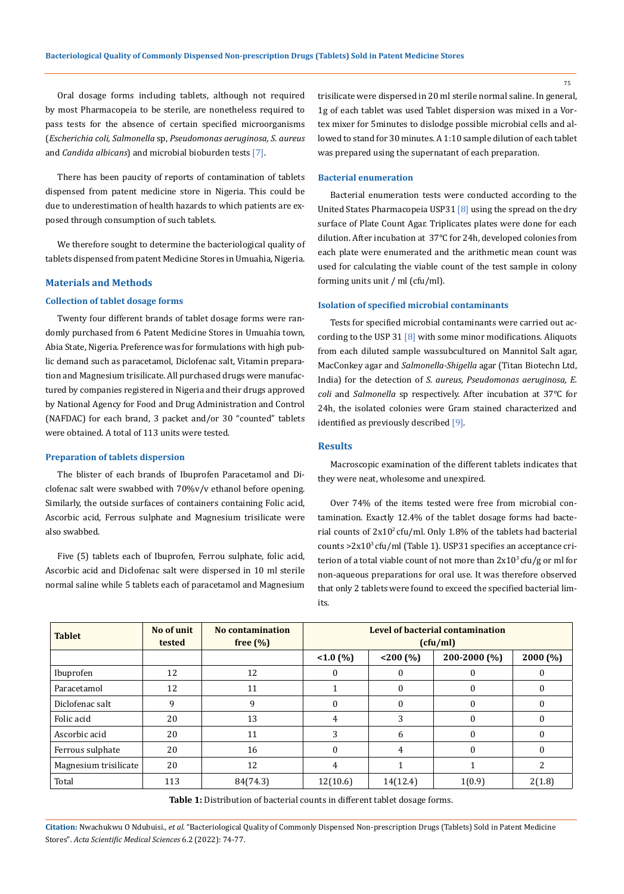Oral dosage forms including tablets, although not required by most Pharmacopeia to be sterile, are nonetheless required to pass tests for the absence of certain specified microorganisms (*Escherichia coli, Salmonella* sp, *Pseudomonas aeruginosa, S. aureus* and *Candida albicans*) and microbial bioburden tests [7].

There has been paucity of reports of contamination of tablets dispensed from patent medicine store in Nigeria. This could be due to underestimation of health hazards to which patients are exposed through consumption of such tablets.

We therefore sought to determine the bacteriological quality of tablets dispensed from patent Medicine Stores in Umuahia, Nigeria.

## Materials and Methods

### Collection of tablet dosage forms

Twenty four different brands of tablet dosage forms were randomly purchased from 6 Patent Medicine Stores in Umuahia town, Abia State, Nigeria. Preference was for formulations with high public demand such as paracetamol, Diclofenac salt, Vitamin preparation and Magnesium trisilicate. All purchased drugs were manufactured by companies registered in Nigeria and their drugs approved by National Agency for Food and Drug Administration and Control (NAFDAC) for each brand, 3 packet and/or 30 "counted" tablets were obtained. A total of 113 units were tested.

### Preparation of tablets dispersion

The blister of each brands of Ibuprofen Paracetamol and Diclofenac salt were swabbed with 70%v/v ethanol before opening. Similarly, the outside surfaces of containers containing Folic acid, Ascorbic acid, Ferrous sulphate and Magnesium trisilicate were also swabbed.

Five (5) tablets each of Ibuprofen, Ferrou sulphate, folic acid, Ascorbic acid and Diclofenac salt were dispersed in 10 ml sterile normal saline while 5 tablets each of paracetamol and Magnesium trisilicate were dispersed in 20 ml sterile normal saline. In general, 1g of each tablet was used Tablet dispersion was mixed in a Vortex mixer for 5minutes to dislodge possible microbial cells and allowed to stand for 30 minutes. A 1:10 sample dilution of each tablet was prepared using the supernatant of each preparation.

### Bacterial enumeration

Bacterial enumeration tests were conducted according to the United States Pharmacopeia USP31 [8] using the spread on the dry surface of Plate Count Agar. Triplicates plates were done for each dilution. After incubation at 37°C for 24h, developed colonies from each plate were enumerated and the arithmetic mean count was used for calculating the viable count of the test sample in colony forming units unit / ml (cfu/ml).

### Isolation of specified microbial contaminants

Tests for specified microbial contaminants were carried out according to the USP 31 [8] with some minor modifications. Aliquots from each diluted sample wassubcultured on Mannitol Salt agar, MacConkey agar and *Salmonella-Shigella* agar (Titan Biotechn Ltd, India) for the detection of *S. aureus, Pseudomonas aeruginosa, E. coli* and *Salmonella* sp respectively. After incubation at 37°C for 24h, the isolated colonies were Gram stained characterized and identified as previously described [9].

## Results

Macroscopic examination of the different tablets indicates that they were neat, wholesome and unexpired.

Over 74% of the items tested were free from microbial contamination. Exactly 12.4% of the tablet dosage forms had bacterial counts of $2x10^2$ cfu/ml. Only 1.8% of the tablets had bacterial counts $>2x10^3$ cfu/ml (Table 1). USP31 specifies an acceptance criterion of a total viable count of not more than $2x10^3$ cfu/g or ml for non-aqueous preparations for oral use. It was therefore observed that only 2 tablets were found to exceed the specified bacterial limits.

| Tablet | No of unit tested | No contamination free (%) | Level of bacterial contamination (cfu/ml) | | | |
|---|---|---|---|---|---|---|
| | | | <1.0 (%) | <200 (%) | 200-2000 (%) | 2000 (%) |
| Ibuprofen | 12 | 12 | 0 | 0 | 0 | 0 |
| Paracetamol | 12 | 11 | 1 | 0 | 0 | 0 |
| Diclofenac salt | 9 | 9 | 0 | 0 | 0 | 0 |
| Folic acid | 20 | 13 | 4 | 3 | 0 | 0 |
| Ascorbic acid | 20 | 11 | 3 | 6 | 0 | 0 |
| Ferrous sulphate | 20 | 16 | 0 | 4 | 0 | 0 |
| Magnesium trisilicate | 20 | 12 | 4 | 1 | 1 | 2 |
| Total | 113 | 84(74.3) | 12(10.6) | 14(12.4) | 1(0.9) | 2(1.8) |

**Table 1:** Distribution of bacterial counts in different tablet dosage forms.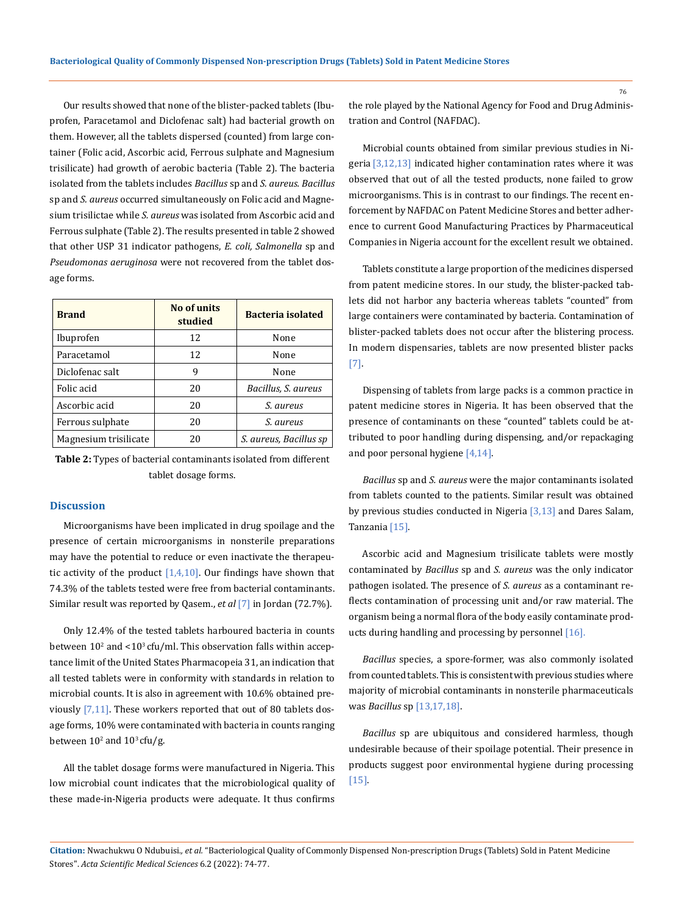Our results showed that none of the blister-packed tablets (Ibuprofen, Paracetamol and Diclofenac salt) had bacterial growth on them. However, all the tablets dispersed (counted) from large container (Folic acid, Ascorbic acid, Ferrous sulphate and Magnesium trisilicate) had growth of aerobic bacteria (Table 2). The bacteria isolated from the tablets includes *Bacillus* sp and *S. aureus*. *Bacillus* sp and *S. aureus* occurred simultaneously on Folic acid and Magnesium trisilictae while *S. aureus* was isolated from Ascorbic acid and Ferrous sulphate (Table 2). The results presented in table 2 showed that other USP 31 indicator pathogens, *E. coli*, *Salmonella* sp and *Pseudomonas aeruginosa* were not recovered from the tablet dosage forms.

| Brand | No of units studied | Bacteria isolated |
|---|---|---|
| Ibuprofen | 12 | None |
| Paracetamol | 12 | None |
| Diclofenac salt | 9 | None |
| Folic acid | 20 | *Bacillus, S. aureus* |
| Ascorbic acid | 20 | *S. aureus* |
| Ferrous sulphate | 20 | *S. aureus* |
| Magnesium trisilicate | 20 | *S. aureus, Bacillus sp* |

**Table 2:** Types of bacterial contaminants isolated from different tablet dosage forms.

## Discussion

Microorganisms have been implicated in drug spoilage and the presence of certain microorganisms in nonsterile preparations may have the potential to reduce or even inactivate the therapeutic activity of the product [1,4,10]. Our findings have shown that 74.3% of the tablets tested were free from bacterial contaminants. Similar result was reported by Qasem., *et al* [7] in Jordan (72.7%).

Only 12.4% of the tested tablets harboured bacteria in counts between $10^2$ and $<10^3$ cfu/ml. This observation falls within acceptance limit of the United States Pharmacopeia 31, an indication that all tested tablets were in conformity with standards in relation to microbial counts. It is also in agreement with 10.6% obtained previously [7,11]. These workers reported that out of 80 tablets dosage forms, 10% were contaminated with bacteria in counts ranging between $10^2$ and $10^3$ cfu/g.

All the tablet dosage forms were manufactured in Nigeria. This low microbial count indicates that the microbiological quality of these made-in-Nigeria products were adequate. It thus confirms the role played by the National Agency for Food and Drug Administration and Control (NAFDAC).

Microbial counts obtained from similar previous studies in Nigeria [3,12,13] indicated higher contamination rates where it was observed that out of all the tested products, none failed to grow microorganisms. This is in contrast to our findings. The recent enforcement by NAFDAC on Patent Medicine Stores and better adherence to current Good Manufacturing Practices by Pharmaceutical Companies in Nigeria account for the excellent result we obtained.

Tablets constitute a large proportion of the medicines dispersed from patent medicine stores. In our study, the blister-packed tablets did not harbor any bacteria whereas tablets "counted" from large containers were contaminated by bacteria. Contamination of blister-packed tablets does not occur after the blistering process. In modern dispensaries, tablets are now presented blister packs [7].

Dispensing of tablets from large packs is a common practice in patent medicine stores in Nigeria. It has been observed that the presence of contaminants on these "counted" tablets could be attributed to poor handling during dispensing, and/or repackaging and poor personal hygiene [4,14].

*Bacillus* sp and *S. aureus* were the major contaminants isolated from tablets counted to the patients. Similar result was obtained by previous studies conducted in Nigeria [3,13] and Dares Salam, Tanzania [15].

Ascorbic acid and Magnesium trisilicate tablets were mostly contaminated by *Bacillus* sp and *S. aureus* was the only indicator pathogen isolated. The presence of *S. aureus* as a contaminant reflects contamination of processing unit and/or raw material. The organism being a normal flora of the body easily contaminate products during handling and processing by personnel [16].

*Bacillus* species, a spore-former, was also commonly isolated from counted tablets. This is consistent with previous studies where majority of microbial contaminants in nonsterile pharmaceuticals was *Bacillus* sp [13,17,18].

*Bacillus* sp are ubiquitous and considered harmless, though undesirable because of their spoilage potential. Their presence in products suggest poor environmental hygiene during processing [15].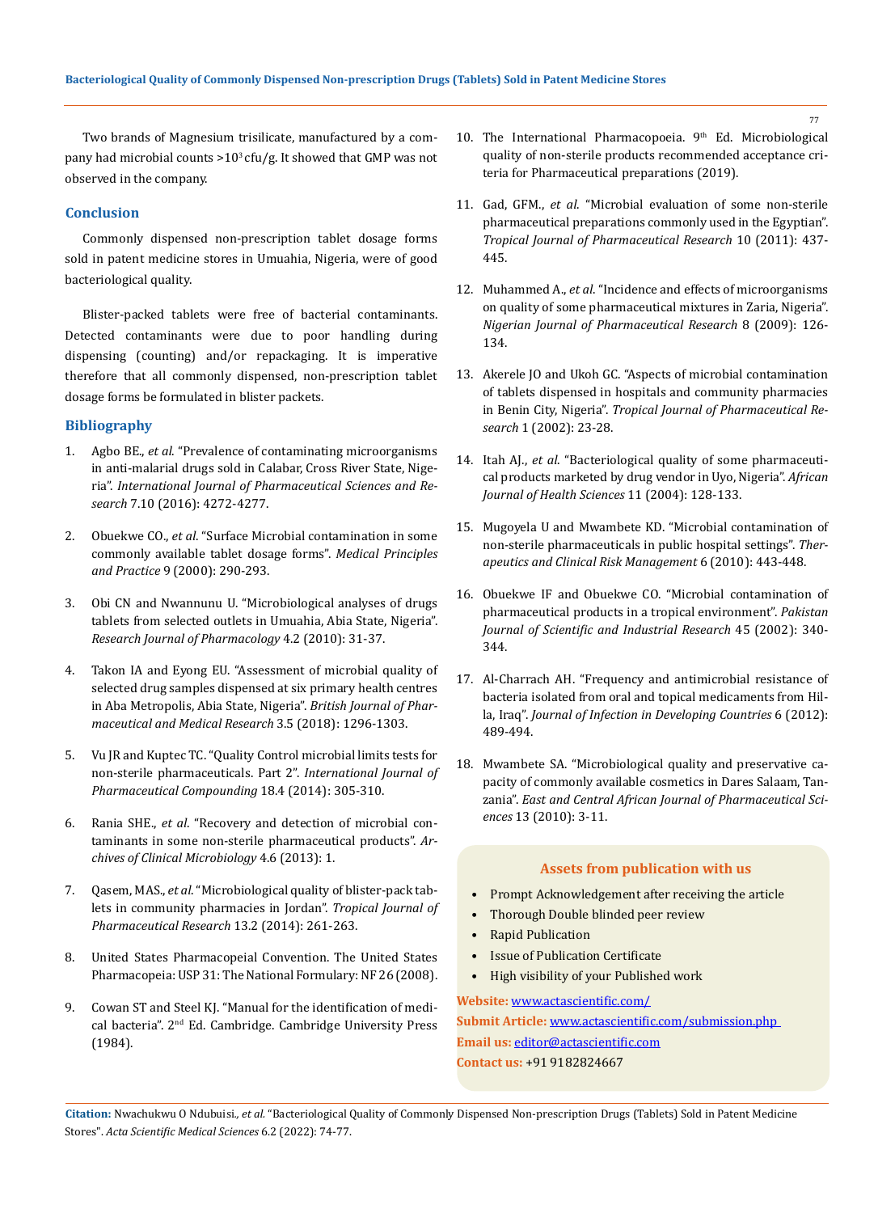Two brands of Magnesium trisilicate, manufactured by a company had microbial counts $>10^3$ cfu/g. It showed that GMP was not observed in the company.

## Conclusion

Commonly dispensed non-prescription tablet dosage forms sold in patent medicine stores in Umuahia, Nigeria, were of good bacteriological quality.

Blister-packed tablets were free of bacterial contaminants. Detected contaminants were due to poor handling during dispensing (counting) and/or repackaging. It is imperative therefore that all commonly dispensed, non-prescription tablet dosage forms be formulated in blister packets.

## Bibliography

1. Agbo BE., *et al*. "Prevalence of contaminating microorganisms in anti-malarial drugs sold in Calabar, Cross River State, Nigeria". *International Journal of Pharmaceutical Sciences and Research* 7.10 (2016): 4272-4277.
2. Obuekwe CO., *et al*. "Surface Microbial contamination in some commonly available tablet dosage forms". *Medical Principles and Practice* 9 (2000): 290-293.
3. Obi CN and Nwannunu U. "Microbiological analyses of drugs tablets from selected outlets in Umuahia, Abia State, Nigeria". *Research Journal of Pharmacology* 4.2 (2010): 31-37.
4. Takon IA and Eyong EU. "Assessment of microbial quality of selected drug samples dispensed at six primary health centres in Aba Metropolis, Abia State, Nigeria". *British Journal of Pharmaceutical and Medical Research* 3.5 (2018): 1296-1303.
5. Vu JR and Kuptec TC. "Quality Control microbial limits tests for non-sterile pharmaceuticals. Part 2". *International Journal of Pharmaceutical Compounding* 18.4 (2014): 305-310.
6. Rania SHE., *et al*. "Recovery and detection of microbial contaminants in some non-sterile pharmaceutical products". *Archives of Clinical Microbiology* 4.6 (2013): 1.
7. Qasem, MAS., *et al*. "Microbiological quality of blister-pack tablets in community pharmacies in Jordan". *Tropical Journal of Pharmaceutical Research* 13.2 (2014): 261-263.
8. United States Pharmacopeial Convention. The United States Pharmacopeia: USP 31: The National Formulary: NF 26 (2008).
9. Cowan ST and Steel KJ. "Manual for the identification of medical bacteria". 2nd Ed. Cambridge. Cambridge University Press (1984).
10. The International Pharmacopoeia. 9th Ed. Microbiological quality of non-sterile products recommended acceptance criteria for Pharmaceutical preparations (2019).
11. Gad, GFM., *et al*. "Microbial evaluation of some non-sterile pharmaceutical preparations commonly used in the Egyptian". *Tropical Journal of Pharmaceutical Research* 10 (2011): 437-445.
12. Muhammed A., *et al*. "Incidence and effects of microorganisms on quality of some pharmaceutical mixtures in Zaria, Nigeria". *Nigerian Journal of Pharmaceutical Research* 8 (2009): 126-134.
13. Akerele JO and Ukoh GC. "Aspects of microbial contamination of tablets dispensed in hospitals and community pharmacies in Benin City, Nigeria". *Tropical Journal of Pharmaceutical Research* 1 (2002): 23-28.
14. Itah AJ., *et al*. "Bacteriological quality of some pharmaceutical products marketed by drug vendor in Uyo, Nigeria". *African Journal of Health Sciences* 11 (2004): 128-133.
15. Mugoyela U and Mwambete KD. "Microbial contamination of non-sterile pharmaceuticals in public hospital settings". *Therapeutics and Clinical Risk Management* 6 (2010): 443-448.
16. Obuekwe IF and Obuekwe CO. "Microbial contamination of pharmaceutical products in a tropical environment". *Pakistan Journal of Scientific and Industrial Research* 45 (2002): 340-344.
17. Al-Charrach AH. "Frequency and antimicrobial resistance of bacteria isolated from oral and topical medicaments from Hilla, Iraq". *Journal of Infection in Developing Countries* 6 (2012): 489-494.
18. Mwambete SA. "Microbiological quality and preservative capacity of commonly available cosmetics in Dares Salaam, Tanzania". *East and Central African Journal of Pharmaceutical Sciences* 13 (2010): 3-11.

**Assets from publication with us**

- Prompt Acknowledgement after receiving the article
- Thorough Double blinded peer review
- Rapid Publication
- Issue of Publication Certificate
- High visibility of your Published work

**Website:** www.actascientific.com/
**Submit Article:** www.actascientific.com/submission.php
**Email us:** editor@actascientific.com
**Contact us:** +91 9182824667

**Citation:** Nwachukwu O Ndubuisi., *et al*. "Bacteriological Quality of Commonly Dispensed Non-prescription Drugs (Tablets) Sold in Patent Medicine Stores". *Acta Scientific Medical Sciences* 6.2 (2022): 74-77.